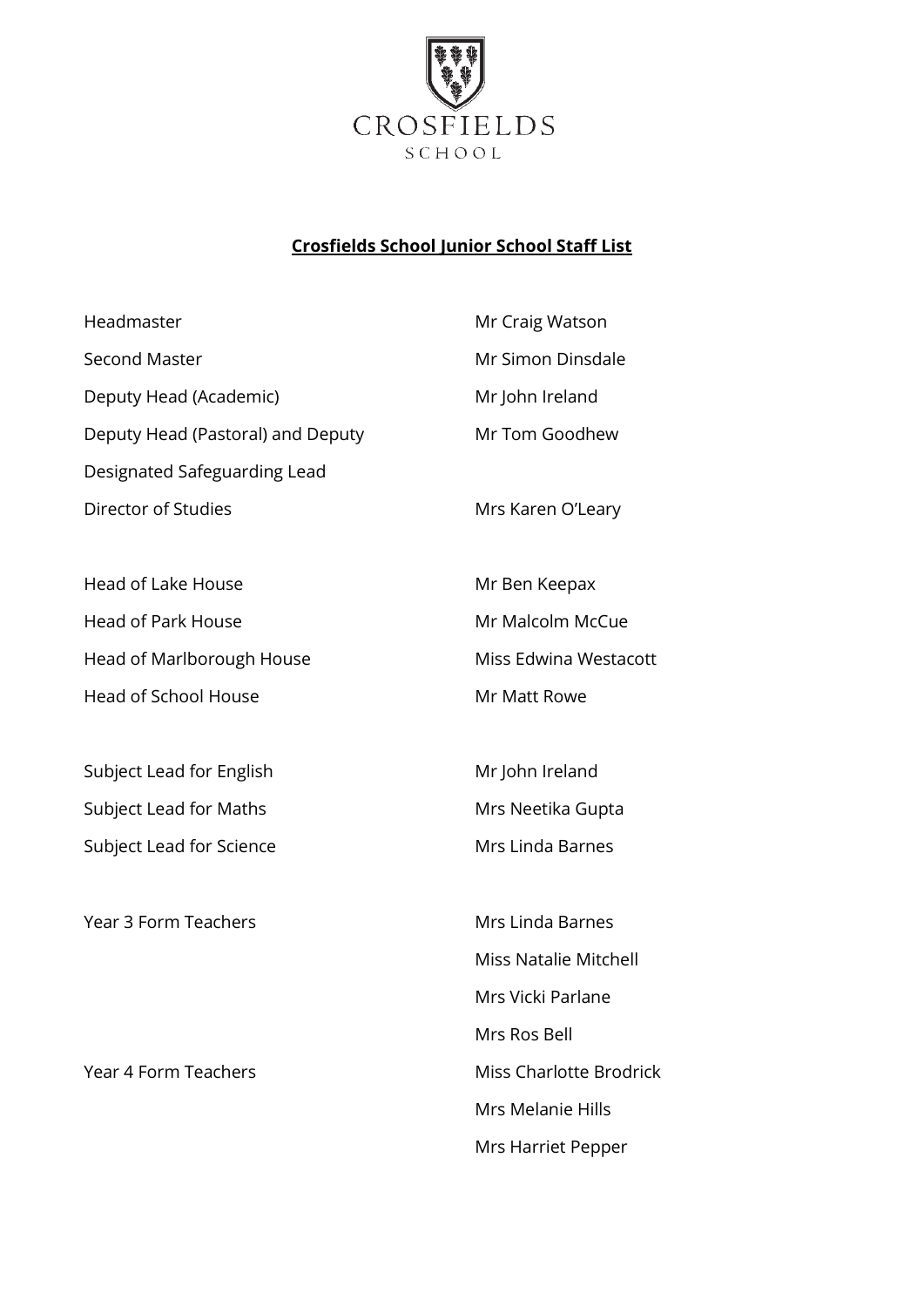CROSFIELDS
SCHOOL

# Crosfields School Junior School Staff List

| | |
|---|---|
| Headmaster | Mr Craig Watson |
| Second Master | Mr Simon Dinsdale |
| Deputy Head (Academic) | Mr John Ireland |
| Deputy Head (Pastoral) and Deputy Designated Safeguarding Lead | Mr Tom Goodhew |
| Director of Studies | Mrs Karen O'Leary |
| | |
| Head of Lake House | Mr Ben Keepax |
| Head of Park House | Mr Malcolm McCue |
| Head of Marlborough House | Miss Edwina Westacott |
| Head of School House | Mr Matt Rowe |
| | |
| Subject Lead for English | Mr John Ireland |
| Subject Lead for Maths | Mrs Neetika Gupta |
| Subject Lead for Science | Mrs Linda Barnes |
| | |
| Year 3 Form Teachers | Mrs Linda Barnes |
| | Miss Natalie Mitchell |
| | Mrs Vicki Parlane |
| | Mrs Ros Bell |
| Year 4 Form Teachers | Miss Charlotte Brodrick |
| | Mrs Melanie Hills |
| | Mrs Harriet Pepper |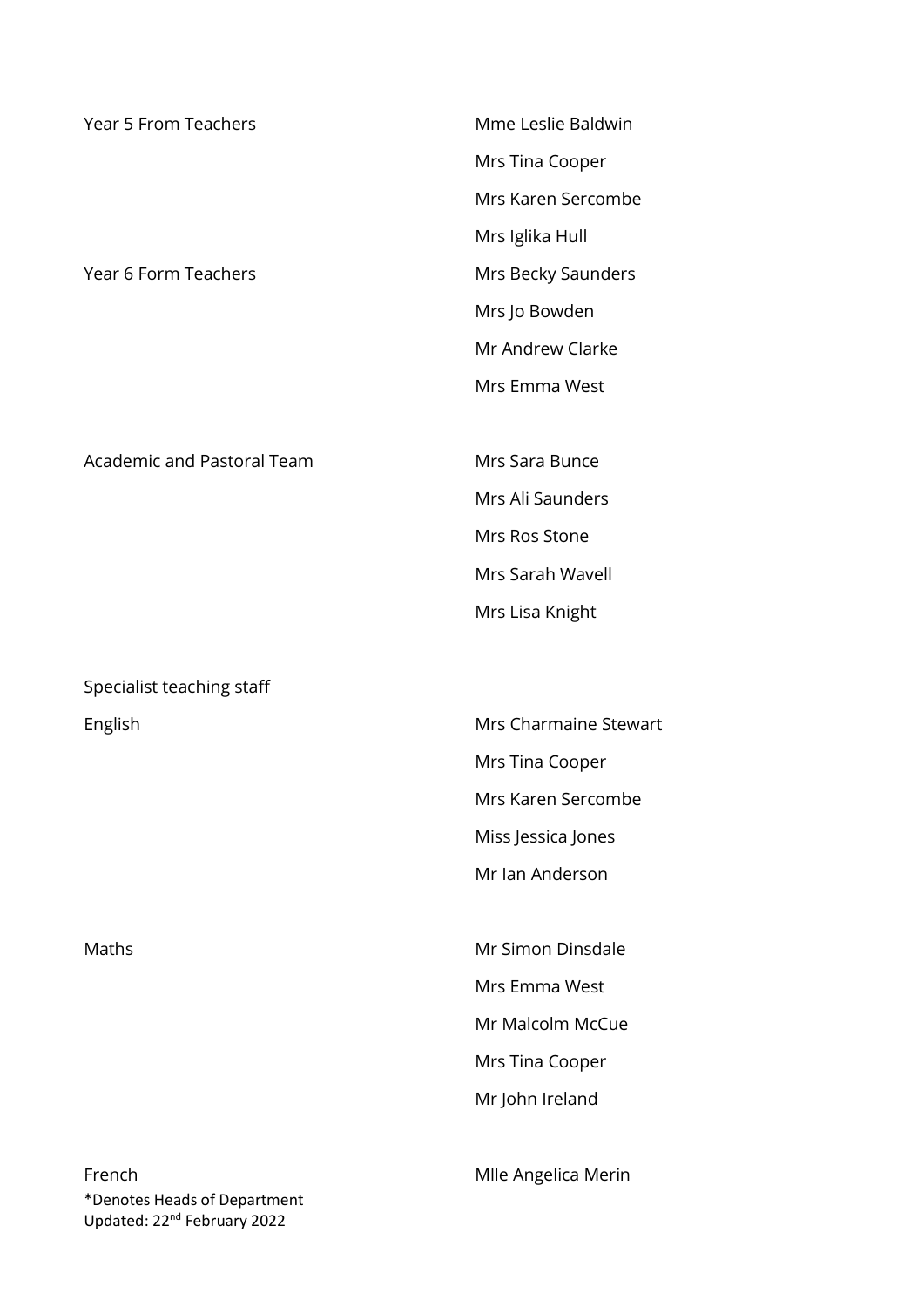| | |
|---|---|
| Year 5 From Teachers | Mme Leslie Baldwin |
| | Mrs Tina Cooper |
| | Mrs Karen Sercombe |
| | Mrs Iglika Hull |
| Year 6 Form Teachers | Mrs Becky Saunders |
| | Mrs Jo Bowden |
| | Mr Andrew Clarke |
| | Mrs Emma West |
| | |
| Academic and Pastoral Team | Mrs Sara Bunce |
| | Mrs Ali Saunders |
| | Mrs Ros Stone |
| | Mrs Sarah Wavell |
| | Mrs Lisa Knight |
| | |
| Specialist teaching staff | |
| English | Mrs Charmaine Stewart |
| | Mrs Tina Cooper |
| | Mrs Karen Sercombe |
| | Miss Jessica Jones |
| | Mr Ian Anderson |
| | |
| Maths | Mr Simon Dinsdale |
| | Mrs Emma West |
| | Mr Malcolm McCue |
| | Mrs Tina Cooper |
| | Mr John Ireland |
| | |
| French | Mlle Angelica Merin |

*Denotes Heads of Department
Updated: 22nd February 2022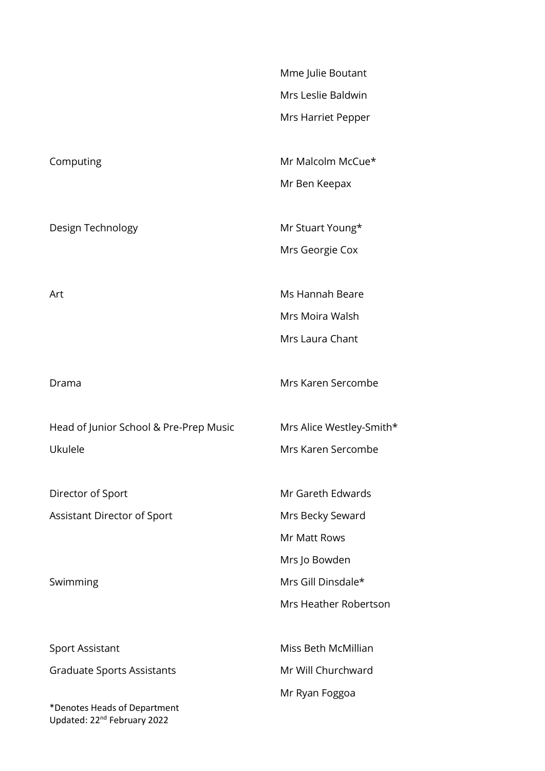| | |
|---|---|
| | Mme Julie Boutant |
| | Mrs Leslie Baldwin |
| | Mrs Harriet Pepper |
| Computing | Mr Malcolm McCue* |
| | Mr Ben Keepax |
| Design Technology | Mr Stuart Young* |
| | Mrs Georgie Cox |
| Art | Ms Hannah Beare |
| | Mrs Moira Walsh |
| | Mrs Laura Chant |
| Drama | Mrs Karen Sercombe |
| Head of Junior School & Pre-Prep Music | Mrs Alice Westley-Smith* |
| Ukulele | Mrs Karen Sercombe |
| Director of Sport | Mr Gareth Edwards |
| Assistant Director of Sport | Mrs Becky Seward |
| | Mr Matt Rows |
| | Mrs Jo Bowden |
| Swimming | Mrs Gill Dinsdale* |
| | Mrs Heather Robertson |
| Sport Assistant | Miss Beth McMillian |
| Graduate Sports Assistants | Mr Will Churchward |
| | Mr Ryan Foggoa |

*Denotes Heads of Department
Updated: 22nd February 2022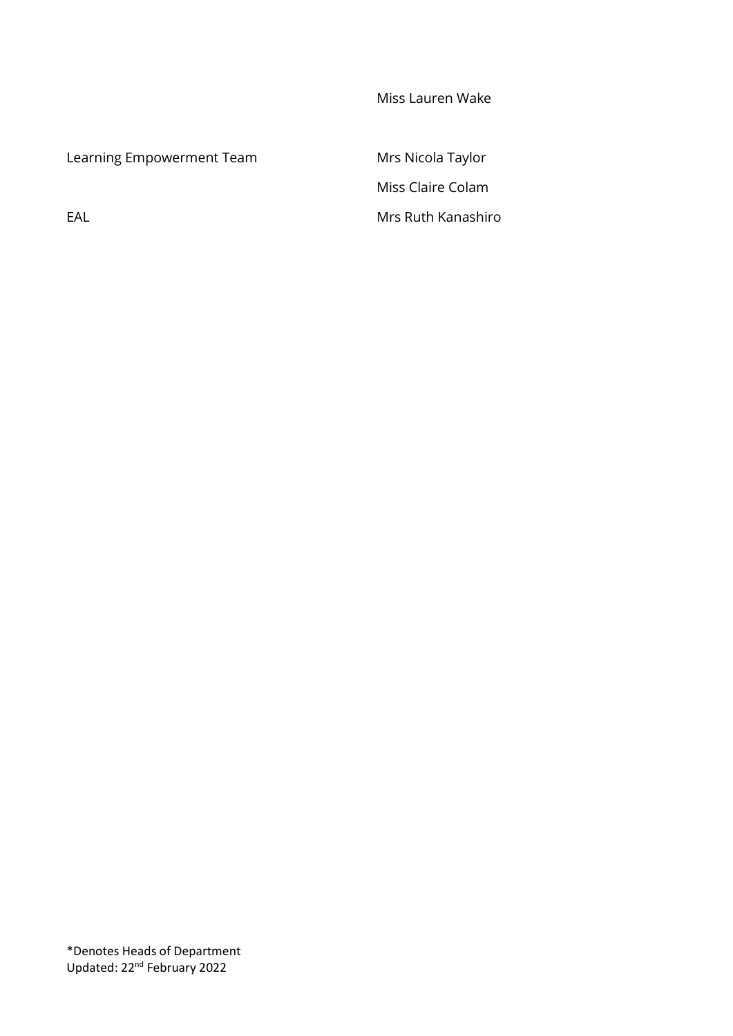| | |
|---|---|
| | Miss Lauren Wake |
| Learning Empowerment Team | Mrs Nicola Taylor |
| | Miss Claire Colam |
| EAL | Mrs Ruth Kanashiro |

*Denotes Heads of Department
Updated: 22nd February 2022